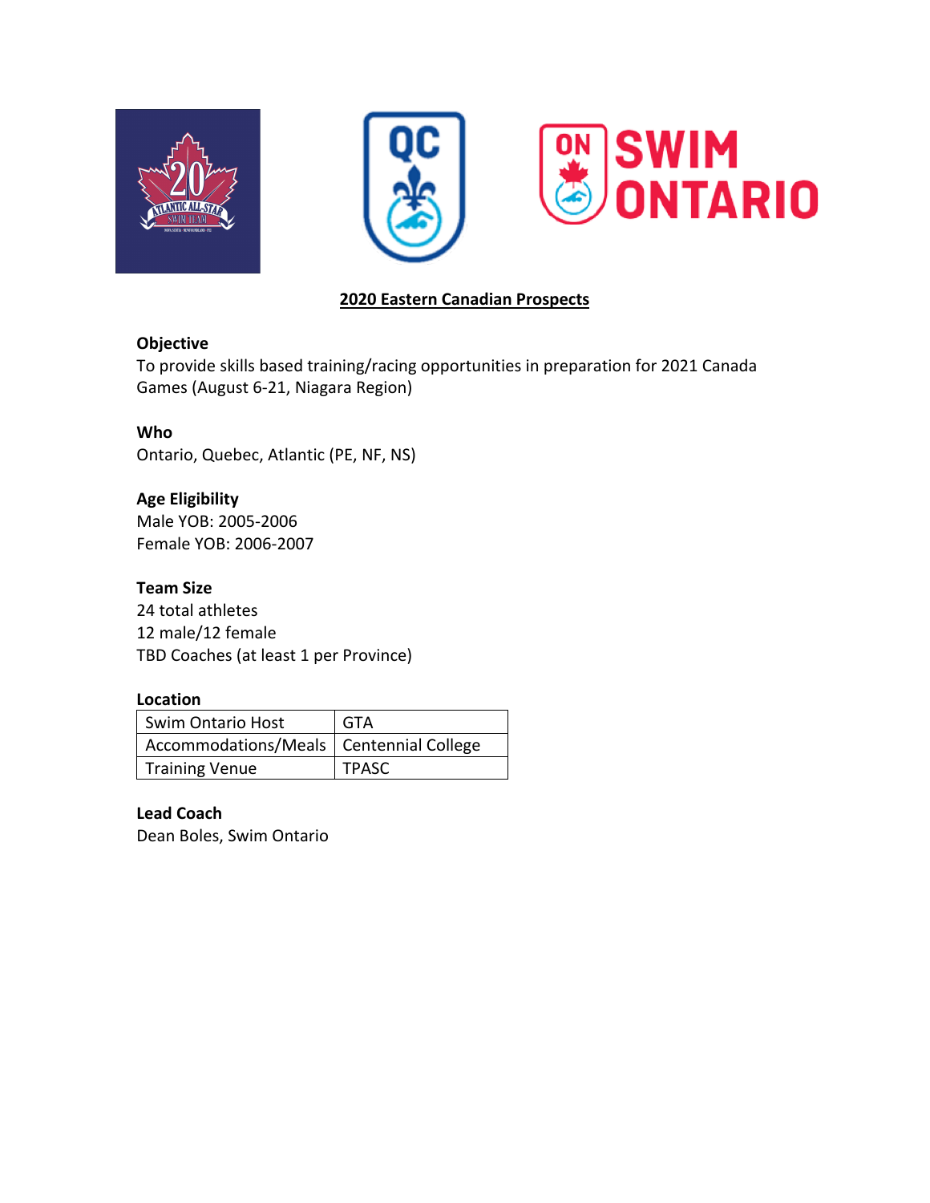# 2020 Eastern Canadian Prospects

**Objective**
To provide skills based training/racing opportunities in preparation for 2021 Canada Games (August 6-21, Niagara Region)

**Who**
Ontario, Quebec, Atlantic (PE, NF, NS)

**Age Eligibility**
Male YOB: 2005-2006
Female YOB: 2006-2007

**Team Size**
24 total athletes
12 male/12 female
TBD Coaches (at least 1 per Province)

**Location**

| | |
|---|---|
| Swim Ontario Host | GTA |
| Accommodations/Meals | Centennial College |
| Training Venue | TPASC |

**Lead Coach**
Dean Boles, Swim Ontario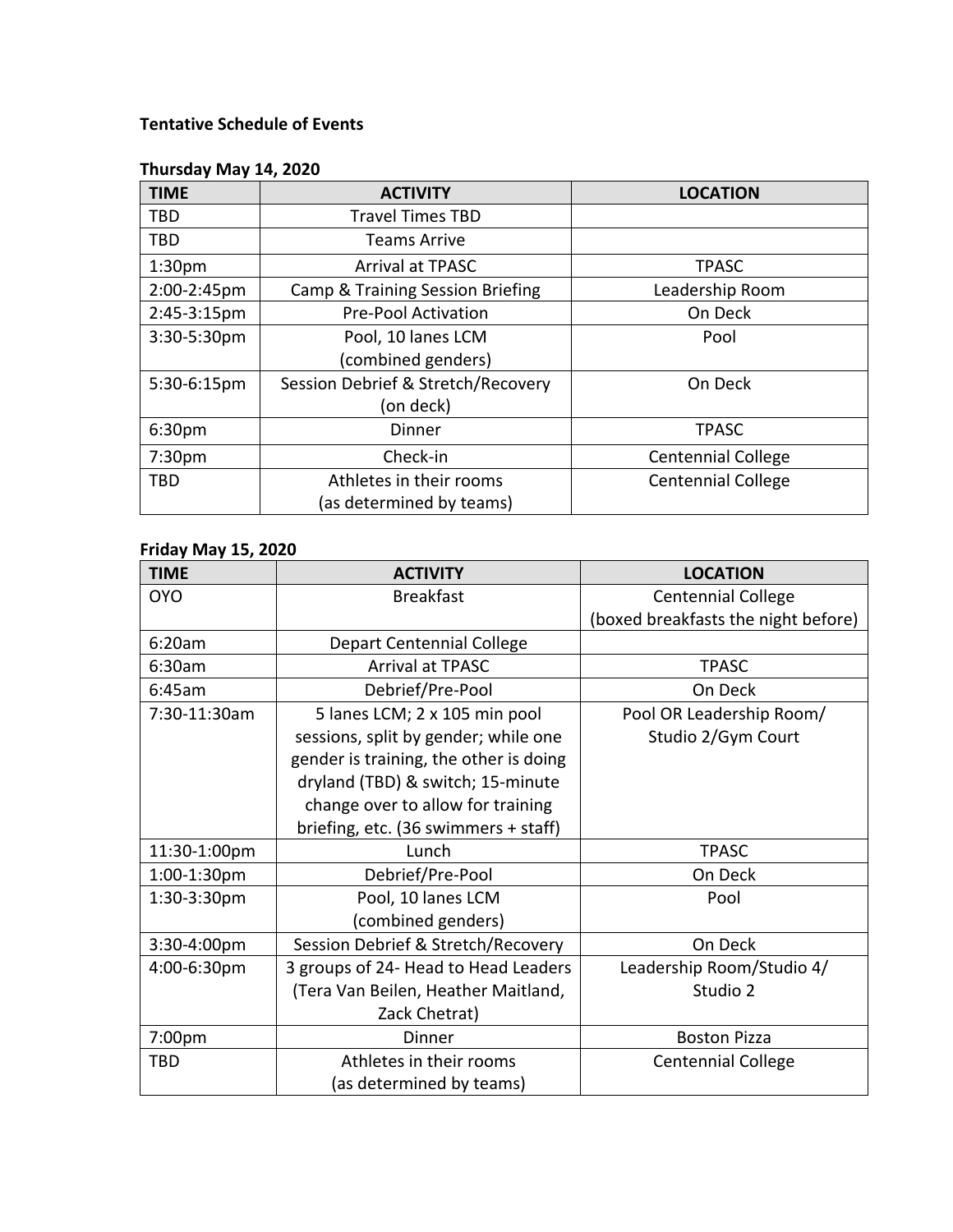**Tentative Schedule of Events**

**Thursday May 14, 2020**

| TIME | ACTIVITY | LOCATION |
|---|---|---|
| TBD | Travel Times TBD | |
| TBD | Teams Arrive | |
| 1:30pm | Arrival at TPASC | TPASC |
| 2:00-2:45pm | Camp & Training Session Briefing | Leadership Room |
| 2:45-3:15pm | Pre-Pool Activation | On Deck |
| 3:30-5:30pm | Pool, 10 lanes LCM (combined genders) | Pool |
| 5:30-6:15pm | Session Debrief & Stretch/Recovery (on deck) | On Deck |
| 6:30pm | Dinner | TPASC |
| 7:30pm | Check-in | Centennial College |
| TBD | Athletes in their rooms (as determined by teams) | Centennial College |

**Friday May 15, 2020**

| TIME | ACTIVITY | LOCATION |
|---|---|---|
| OYO | Breakfast | Centennial College (boxed breakfasts the night before) |
| 6:20am | Depart Centennial College | |
| 6:30am | Arrival at TPASC | TPASC |
| 6:45am | Debrief/Pre-Pool | On Deck |
| 7:30-11:30am | 5 lanes LCM; 2 x 105 min pool sessions, split by gender; while one gender is training, the other is doing dryland (TBD) & switch; 15-minute change over to allow for training briefing, etc. (36 swimmers + staff) | Pool OR Leadership Room/ Studio 2/Gym Court |
| 11:30-1:00pm | Lunch | TPASC |
| 1:00-1:30pm | Debrief/Pre-Pool | On Deck |
| 1:30-3:30pm | Pool, 10 lanes LCM (combined genders) | Pool |
| 3:30-4:00pm | Session Debrief & Stretch/Recovery | On Deck |
| 4:00-6:30pm | 3 groups of 24- Head to Head Leaders (Tera Van Beilen, Heather Maitland, Zack Chetrat) | Leadership Room/Studio 4/ Studio 2 |
| 7:00pm | Dinner | Boston Pizza |
| TBD | Athletes in their rooms (as determined by teams) | Centennial College |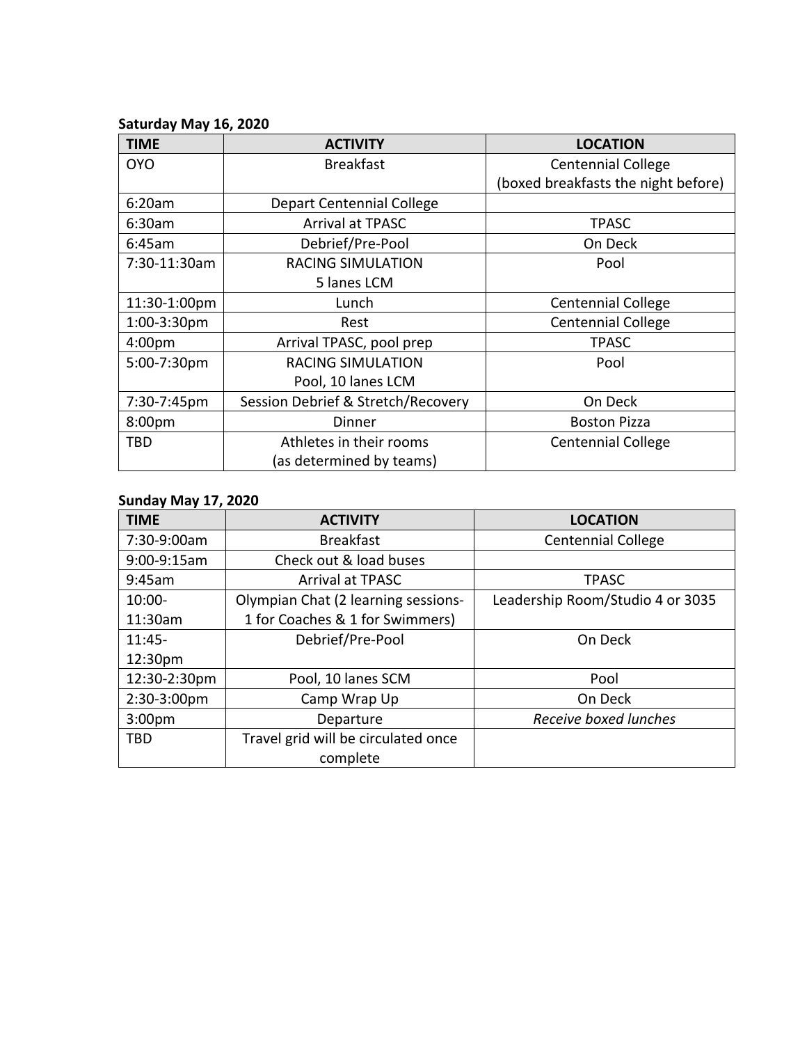**Saturday May 16, 2020**

| TIME | ACTIVITY | LOCATION |
| --- | --- | --- |
| OYO | Breakfast | Centennial College (boxed breakfasts the night before) |
| 6:20am | Depart Centennial College | |
| 6:30am | Arrival at TPASC | TPASC |
| 6:45am | Debrief/Pre-Pool | On Deck |
| 7:30-11:30am | RACING SIMULATION 5 lanes LCM | Pool |
| 11:30-1:00pm | Lunch | Centennial College |
| 1:00-3:30pm | Rest | Centennial College |
| 4:00pm | Arrival TPASC, pool prep | TPASC |
| 5:00-7:30pm | RACING SIMULATION Pool, 10 lanes LCM | Pool |
| 7:30-7:45pm | Session Debrief & Stretch/Recovery | On Deck |
| 8:00pm | Dinner | Boston Pizza |
| TBD | Athletes in their rooms (as determined by teams) | Centennial College |

**Sunday May 17, 2020**

| TIME | ACTIVITY | LOCATION |
| --- | --- | --- |
| 7:30-9:00am | Breakfast | Centennial College |
| 9:00-9:15am | Check out & load buses | |
| 9:45am | Arrival at TPASC | TPASC |
| 10:00-11:30am | Olympian Chat (2 learning sessions- 1 for Coaches & 1 for Swimmers) | Leadership Room/Studio 4 or 3035 |
| 11:45-12:30pm | Debrief/Pre-Pool | On Deck |
| 12:30-2:30pm | Pool, 10 lanes SCM | Pool |
| 2:30-3:00pm | Camp Wrap Up | On Deck |
| 3:00pm | Departure | *Receive boxed lunches* |
| TBD | Travel grid will be circulated once complete | |